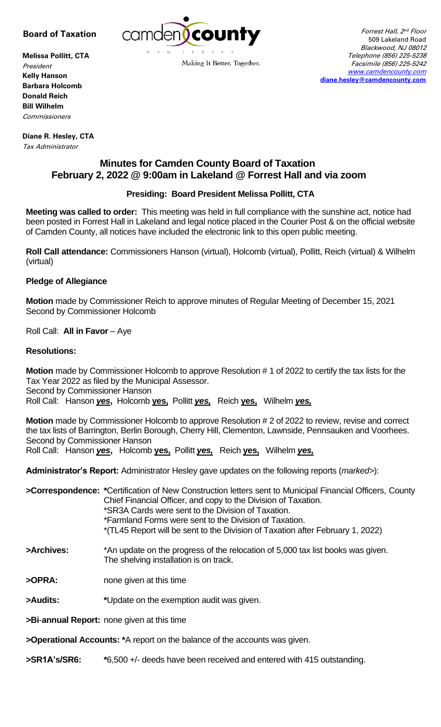**Board of Taxation**

**Melissa Pollitt, CTA**
*President*
**Kelly Hanson**
**Barbara Holcomb**
**Donald Reich**
**Bill Wilhelm**
*Commissioners*

**Diane R. Hesley, CTA**
*Tax Administrator*

camden county
Making It Better, Together.

*Forrest Hall, 2nd Floor*
509 Lakeland Road
*Blackwood, NJ 08012*
*Telephone (856) 225-5238*
*Facsimile (856) 225-5242*
www.camdencounty.com
**diane.hesley@camdencounty.com**

# Minutes for Camden County Board of Taxation
## February 2, 2022 @ 9:00am in Lakeland @ Forrest Hall and via zoom

### Presiding: Board President Melissa Pollitt, CTA

**Meeting was called to order:** This meeting was held in full compliance with the sunshine act, notice had been posted in Forrest Hall in Lakeland and legal notice placed in the Courier Post & on the official website of Camden County, all notices have included the electronic link to this open public meeting.

**Roll Call attendance:** Commissioners Hanson (virtual), Holcomb (virtual), Pollitt, Reich (virtual) & Wilhelm (virtual)

**Pledge of Allegiance**

**Motion** made by Commissioner Reich to approve minutes of Regular Meeting of December 15, 2021
Second by Commissioner Holcomb

Roll Call: **All in Favor** – Aye

**Resolutions:**

**Motion** made by Commissioner Holcomb to approve Resolution # 1 of 2022 to certify the tax lists for the Tax Year 2022 as filed by the Municipal Assessor.
Second by Commissioner Hanson
Roll Call: Hanson ***yes***, Holcomb **yes,** Pollitt ***yes,*** Reich **yes,** Wilhelm ***yes,***

**Motion** made by Commissioner Holcomb to approve Resolution # 2 of 2022 to review, revise and correct the tax lists of Barrington, Berlin Borough, Cherry Hill, Clementon, Lawnside, Pennsauken and Voorhees.
Second by Commissioner Hanson
Roll Call: Hanson ***yes***, Holcomb **yes,** Pollitt ***yes,*** Reich **yes,** Wilhelm ***yes,***

**Administrator's Report:** Administrator Hesley gave updates on the following reports (*marked>*):

**>Correspondence:** *Certification of New Construction letters sent to Municipal Financial Officers, County Chief Financial Officer, and copy to the Division of Taxation.
*SR3A Cards were sent to the Division of Taxation.
*Farmland Forms were sent to the Division of Taxation.
*(TL45 Report will be sent to the Division of Taxation after February 1, 2022)

**>Archives:** *An update on the progress of the relocation of 5,000 tax list books was given. The shelving installation is on track.

**>OPRA:** none given at this time

**>Audits:** *Update on the exemption audit was given.

**>Bi-annual Report:** none given at this time

**>Operational Accounts:** *A report on the balance of the accounts was given.

**>SR1A's/SR6:** *6,500 +/- deeds have been received and entered with 415 outstanding.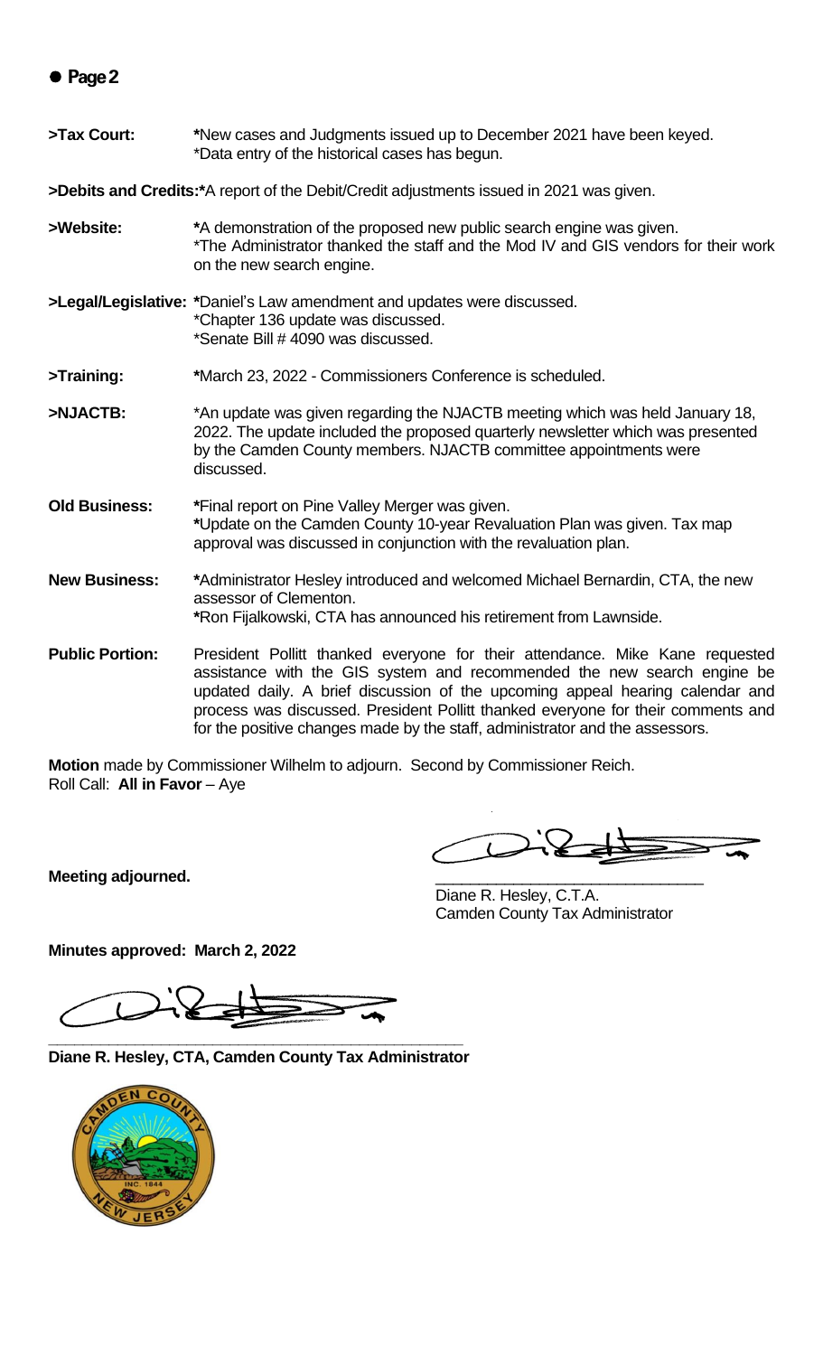**>Tax Court:** *New cases and Judgments issued up to December 2021 have been keyed.
*Data entry of the historical cases has begun.

**>Debits and Credits:***A report of the Debit/Credit adjustments issued in 2021 was given.

**>Website:** *A demonstration of the proposed new public search engine was given.
*The Administrator thanked the staff and the Mod IV and GIS vendors for their work on the new search engine.

**>Legal/Legislative:** *Daniel's Law amendment and updates were discussed.
*Chapter 136 update was discussed.
*Senate Bill # 4090 was discussed.

**>Training:** *March 23, 2022 - Commissioners Conference is scheduled.

**>NJACTB:** *An update was given regarding the NJACTB meeting which was held January 18, 2022. The update included the proposed quarterly newsletter which was presented by the Camden County members. NJACTB committee appointments were discussed.

**Old Business:** *Final report on Pine Valley Merger was given.
*Update on the Camden County 10-year Revaluation Plan was given. Tax map approval was discussed in conjunction with the revaluation plan.

**New Business:** *Administrator Hesley introduced and welcomed Michael Bernardin, CTA, the new assessor of Clementon.
*Ron Fijalkowski, CTA has announced his retirement from Lawnside.

**Public Portion:** President Pollitt thanked everyone for their attendance. Mike Kane requested assistance with the GIS system and recommended the new search engine be updated daily. A brief discussion of the upcoming appeal hearing calendar and process was discussed. President Pollitt thanked everyone for their comments and for the positive changes made by the staff, administrator and the assessors.

**Motion** made by Commissioner Wilhelm to adjourn. Second by Commissioner Reich.
Roll Call: **All in Favor** – Aye

**Meeting adjourned.**

Diane R. Hesley, C.T.A.
Camden County Tax Administrator

**Minutes approved: March 2, 2022**

**Diane R. Hesley, CTA, Camden County Tax Administrator**